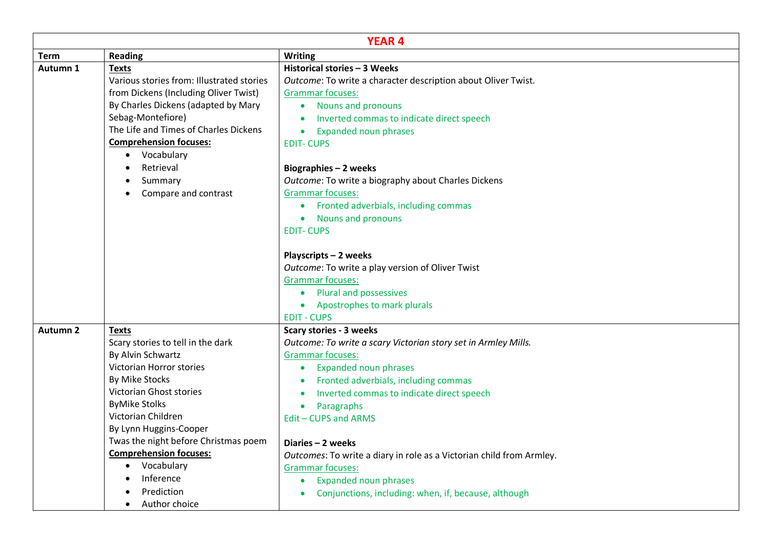| YEAR 4 | | |
|---|---|---|
| **Term** | **Reading** | **Writing** |
| **Autumn 1** | **Texts**<br>Various stories from: Illustrated stories from Dickens (Including Oliver Twist) By Charles Dickens (adapted by Mary Sebag-Montefiore)<br>The Life and Times of Charles Dickens<br>**Comprehension focuses:**<br>• Vocabulary<br>• Retrieval<br>• Summary<br>• Compare and contrast | **Historical stories – 3 Weeks**<br>*Outcome*: To write a character description about Oliver Twist.<br>Grammar focuses:<br>• Nouns and pronouns<br>• Inverted commas to indicate direct speech<br>• Expanded noun phrases<br>EDIT- CUPS<br><br>**Biographies – 2 weeks**<br>*Outcome*: To write a biography about Charles Dickens<br>Grammar focuses:<br>• Fronted adverbials, including commas<br>• Nouns and pronouns<br>EDIT- CUPS<br><br>**Playscripts – 2 weeks**<br>*Outcome*: To write a play version of Oliver Twist<br>Grammar focuses:<br>• Plural and possessives<br>• Apostrophes to mark plurals<br>EDIT - CUPS |
| **Autumn 2** | **Texts**<br>Scary stories to tell in the dark By Alvin Schwartz<br>Victorian Horror stories By Mike Stocks<br>Victorian Ghost stories ByMike Stolks<br>Victorian Children By Lynn Huggins-Cooper<br>Twas the night before Christmas poem<br>**Comprehension focuses:**<br>• Vocabulary<br>• Inference<br>• Prediction<br>• Author choice | **Scary stories - 3 weeks**<br>*Outcome: To write a scary Victorian story set in Armley Mills.*<br>Grammar focuses:<br>• Expanded noun phrases<br>• Fronted adverbials, including commas<br>• Inverted commas to indicate direct speech<br>• Paragraphs<br>Edit – CUPS and ARMS<br><br>**Diaries – 2 weeks**<br>*Outcomes*: To write a diary in role as a Victorian child from Armley.<br>Grammar focuses:<br>• Expanded noun phrases<br>• Conjunctions, including: when, if, because, although |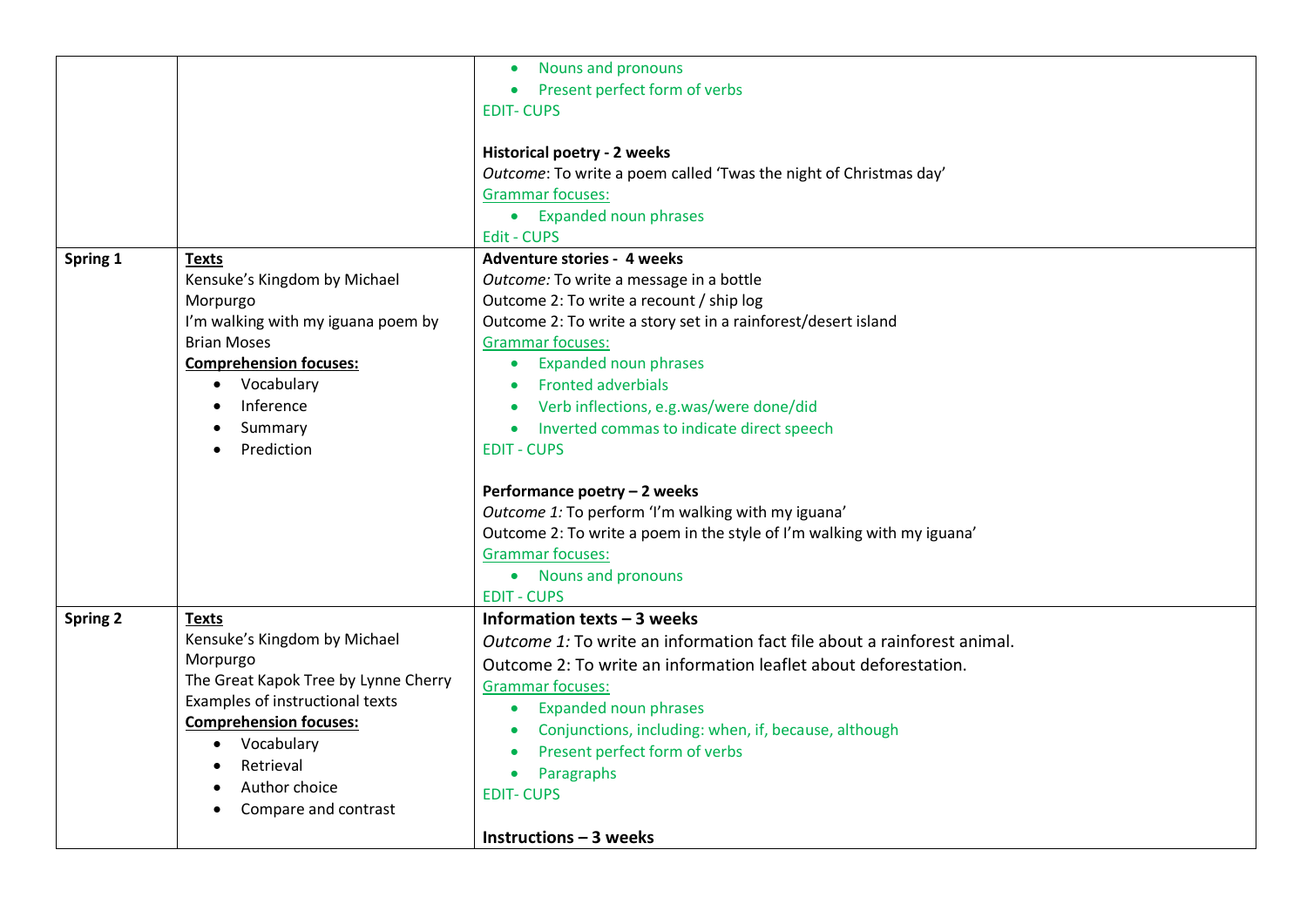| | | |
|---|---|---|
| | | • Nouns and pronouns<br>• Present perfect form of verbs<br>EDIT- CUPS<br><br>**Historical poetry - 2 weeks**<br>*Outcome*: To write a poem called 'Twas the night of Christmas day'<br>Grammar focuses:<br>• Expanded noun phrases<br>Edit - CUPS |
| **Spring 1** | **Texts**<br>Kensuke's Kingdom by Michael Morpurgo<br>I'm walking with my iguana poem by Brian Moses<br>**Comprehension focuses:**<br>• Vocabulary<br>• Inference<br>• Summary<br>• Prediction | **Adventure stories - 4 weeks**<br>*Outcome:* To write a message in a bottle<br>Outcome 2: To write a recount / ship log<br>Outcome 2: To write a story set in a rainforest/desert island<br>Grammar focuses:<br>• Expanded noun phrases<br>• Fronted adverbials<br>• Verb inflections, e.g.was/were done/did<br>• Inverted commas to indicate direct speech<br>EDIT - CUPS<br><br>**Performance poetry – 2 weeks**<br>*Outcome 1:* To perform 'I'm walking with my iguana'<br>Outcome 2: To write a poem in the style of I'm walking with my iguana'<br>Grammar focuses:<br>• Nouns and pronouns<br>EDIT - CUPS |
| **Spring 2** | **Texts**<br>Kensuke's Kingdom by Michael Morpurgo<br>The Great Kapok Tree by Lynne Cherry<br>Examples of instructional texts<br>**Comprehension focuses:**<br>• Vocabulary<br>• Retrieval<br>• Author choice<br>• Compare and contrast | **Information texts – 3 weeks**<br>*Outcome 1:* To write an information fact file about a rainforest animal.<br>Outcome 2: To write an information leaflet about deforestation.<br>Grammar focuses:<br>• Expanded noun phrases<br>• Conjunctions, including: when, if, because, although<br>• Present perfect form of verbs<br>• Paragraphs<br>EDIT- CUPS<br><br>**Instructions – 3 weeks** |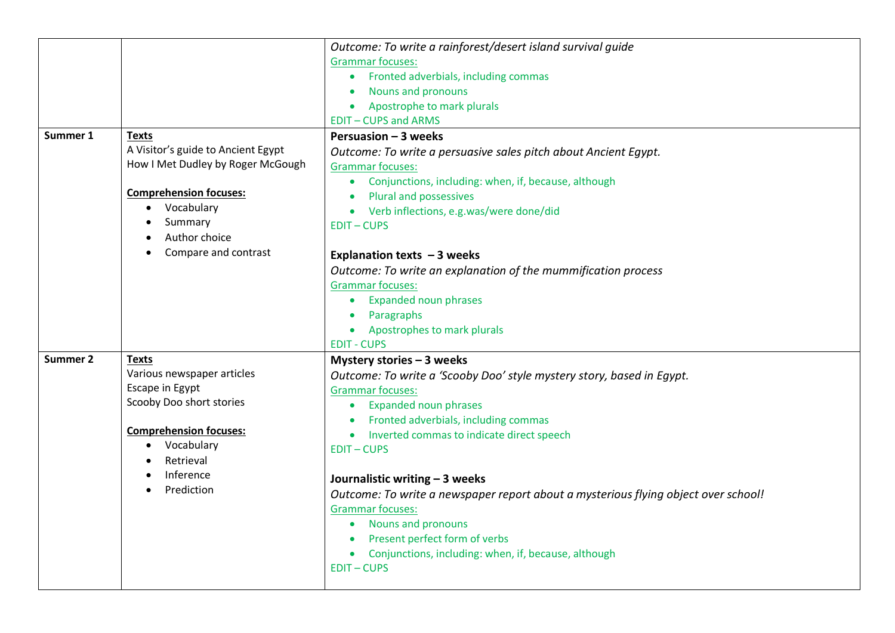| | | |
|---|---|---|
| | | *Outcome: To write a rainforest/desert island survival guide*<br>Grammar focuses:<br>• Fronted adverbials, including commas<br>• Nouns and pronouns<br>• Apostrophe to mark plurals<br>EDIT – CUPS and ARMS |
| **Summer 1** | **Texts**<br>A Visitor's guide to Ancient Egypt<br>How I Met Dudley by Roger McGough<br><br>**Comprehension focuses:**<br>• Vocabulary<br>• Summary<br>• Author choice<br>• Compare and contrast | **Persuasion – 3 weeks**<br>*Outcome: To write a persuasive sales pitch about Ancient Egypt.*<br>Grammar focuses:<br>• Conjunctions, including: when, if, because, although<br>• Plural and possessives<br>• Verb inflections, e.g.was/were done/did<br>EDIT – CUPS<br><br>**Explanation texts – 3 weeks**<br>*Outcome: To write an explanation of the mummification process*<br>Grammar focuses:<br>• Expanded noun phrases<br>• Paragraphs<br>• Apostrophes to mark plurals<br>EDIT - CUPS |
| **Summer 2** | **Texts**<br>Various newspaper articles<br>Escape in Egypt<br>Scooby Doo short stories<br><br>**Comprehension focuses:**<br>• Vocabulary<br>• Retrieval<br>• Inference<br>• Prediction | **Mystery stories – 3 weeks**<br>*Outcome: To write a 'Scooby Doo' style mystery story, based in Egypt.*<br>Grammar focuses:<br>• Expanded noun phrases<br>• Fronted adverbials, including commas<br>• Inverted commas to indicate direct speech<br>EDIT – CUPS<br><br>**Journalistic writing – 3 weeks**<br>*Outcome: To write a newspaper report about a mysterious flying object over school!*<br>Grammar focuses:<br>• Nouns and pronouns<br>• Present perfect form of verbs<br>• Conjunctions, including: when, if, because, although<br>EDIT – CUPS |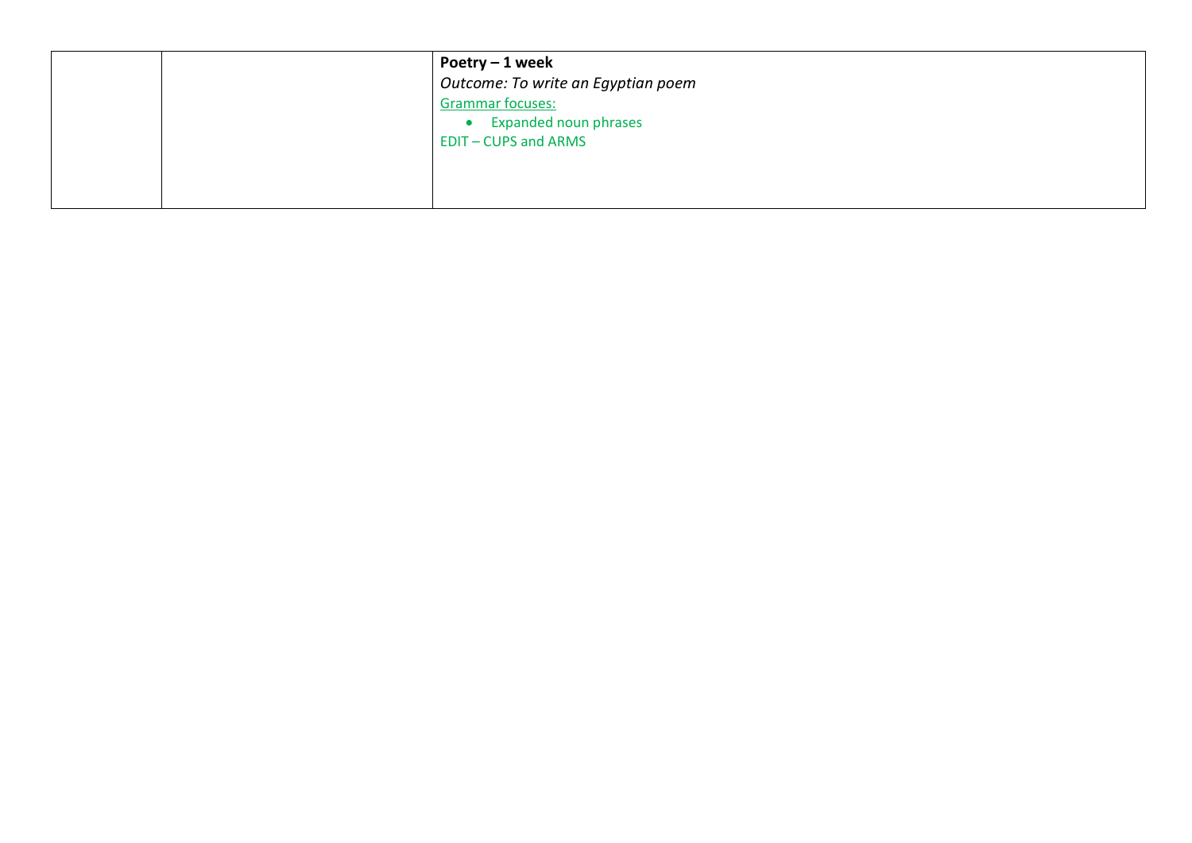| | | |
|---|---|---|
| | | **Poetry – 1 week**<br>*Outcome: To write an Egyptian poem*<br>Grammar focuses:<br>• Expanded noun phrases<br>EDIT – CUPS and ARMS |